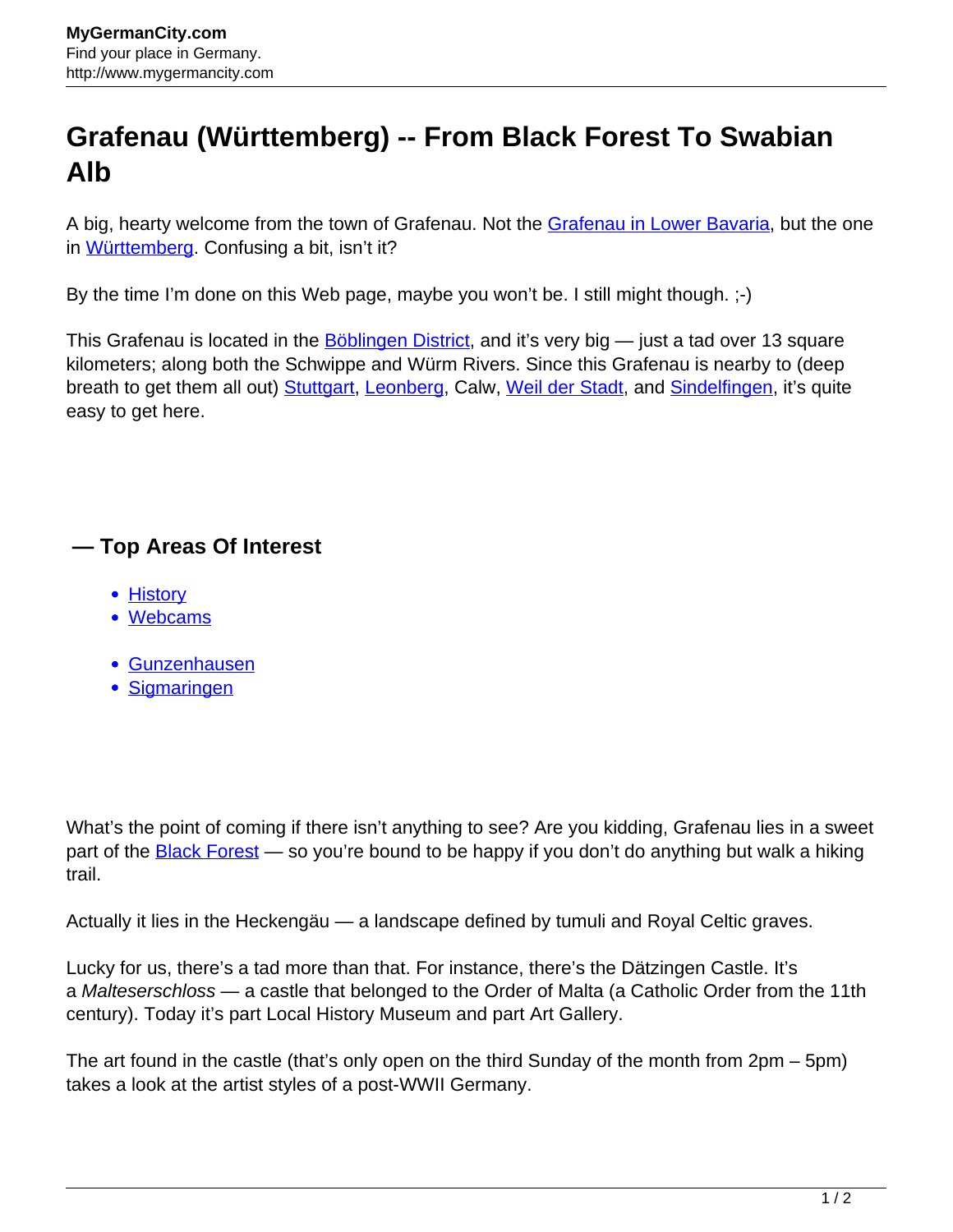# Grafenau (Württemberg) -- From Black Forest To Swabian Alb

A big, hearty welcome from the town of Grafenau. Not the Grafenau in Lower Bavaria, but the one in Württemberg. Confusing a bit, isn't it?

By the time I'm done on this Web page, maybe you won't be. I still might though. ;-)

This Grafenau is located in the Böblingen District, and it's very big — just a tad over 13 square kilometers; along both the Schwippe and Würm Rivers. Since this Grafenau is nearby to (deep breath to get them all out) Stuttgart, Leonberg, Calw, Weil der Stadt, and Sindelfingen, it's quite easy to get here.

## — Top Areas Of Interest

- History
- Webcams

- Gunzenhausen
- Sigmaringen

What's the point of coming if there isn't anything to see? Are you kidding, Grafenau lies in a sweet part of the Black Forest — so you're bound to be happy if you don't do anything but walk a hiking trail.

Actually it lies in the Heckengäu — a landscape defined by tumuli and Royal Celtic graves.

Lucky for us, there's a tad more than that. For instance, there's the Dätzingen Castle. It's a *Malteserschloss* — a castle that belonged to the Order of Malta (a Catholic Order from the 11th century). Today it's part Local History Museum and part Art Gallery.

The art found in the castle (that's only open on the third Sunday of the month from 2pm – 5pm) takes a look at the artist styles of a post-WWII Germany.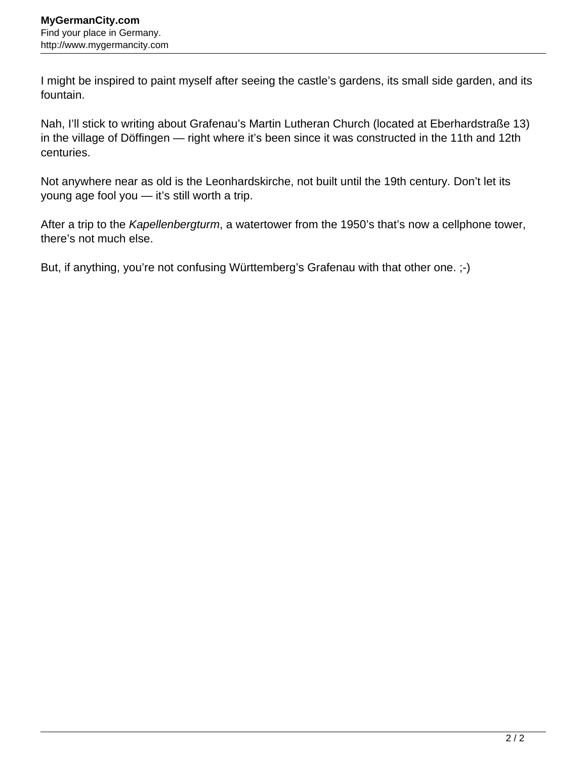I might be inspired to paint myself after seeing the castle’s gardens, its small side garden, and its fountain.

Nah, I’ll stick to writing about Grafenau’s Martin Lutheran Church (located at Eberhardstraße 13) in the village of Döffingen — right where it’s been since it was constructed in the 11th and 12th centuries.

Not anywhere near as old is the Leonhardskirche, not built until the 19th century. Don’t let its young age fool you — it’s still worth a trip.

After a trip to the *Kapellenbergturm*, a watertower from the 1950’s that’s now a cellphone tower, there’s not much else.

But, if anything, you’re not confusing Württemberg’s Grafenau with that other one. ;-)